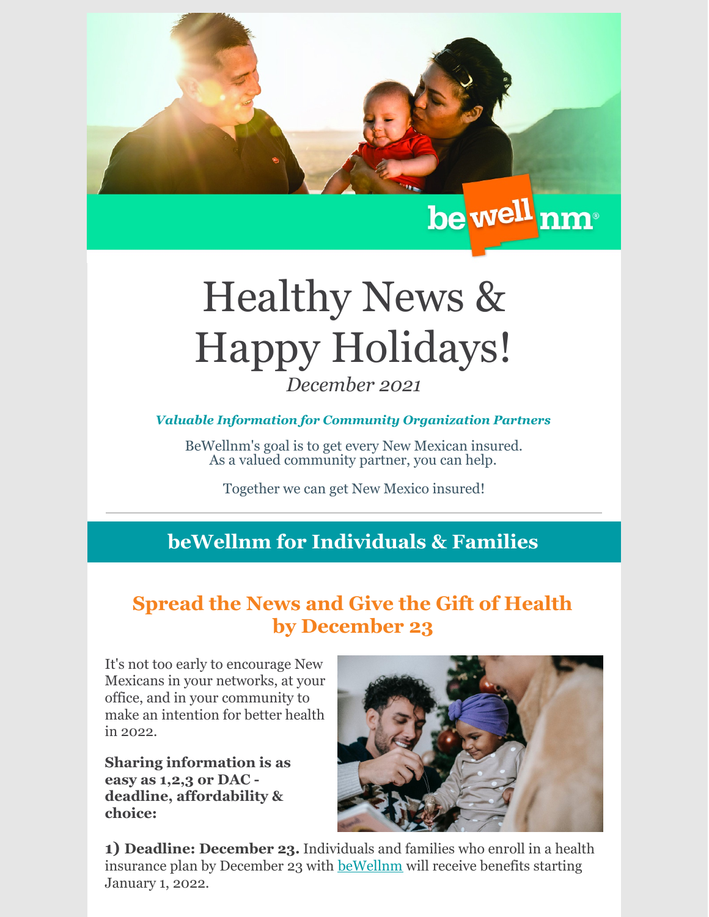# Healthy News & Happy Holidays!

*December 2021*

***Valuable Information for Community Organization Partners***

BeWellnm's goal is to get every New Mexican insured.
As a valued community partner, you can help.

Together we can get New Mexico insured!

---

## beWellnm for Individuals & Families

### Spread the News and Give the Gift of Health by December 23

It's not too early to encourage New Mexicans in your networks, at your office, and in your community to make an intention for better health in 2022.

**Sharing information is as easy as 1,2,3 or DAC - deadline, affordability & choice:**

**1) Deadline: December 23.** Individuals and families who enroll in a health insurance plan by December 23 with beWellnm will receive benefits starting January 1, 2022.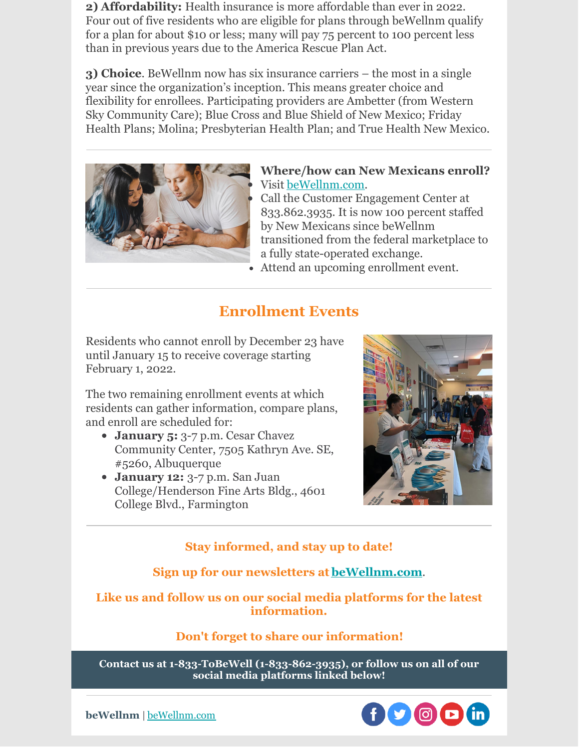**2) Affordability:** Health insurance is more affordable than ever in 2022. Four out of five residents who are eligible for plans through beWellnm qualify for a plan for about $10 or less; many will pay 75 percent to 100 percent less than in previous years due to the America Rescue Plan Act.

**3) Choice**. BeWellnm now has six insurance carriers – the most in a single year since the organization's inception. This means greater choice and flexibility for enrollees. Participating providers are Ambetter (from Western Sky Community Care); Blue Cross and Blue Shield of New Mexico; Friday Health Plans; Molina; Presbyterian Health Plan; and True Health New Mexico.

---

**Where/how can New Mexicans enroll?**

- Visit beWellnm.com.
- Call the Customer Engagement Center at 833.862.3935. It is now 100 percent staffed by New Mexicans since beWellnm transitioned from the federal marketplace to a fully state-operated exchange.
- Attend an upcoming enrollment event.

---

## Enrollment Events

Residents who cannot enroll by December 23 have until January 15 to receive coverage starting February 1, 2022.

The two remaining enrollment events at which residents can gather information, compare plans, and enroll are scheduled for:

- **January 5:** 3-7 p.m. Cesar Chavez Community Center, 7505 Kathryn Ave. SE, #5260, Albuquerque
- **January 12:** 3-7 p.m. San Juan College/Henderson Fine Arts Bldg., 4601 College Blvd., Farmington

---

**Stay informed, and stay up to date!**

**Sign up for our newsletters at beWellnm.com.**

**Like us and follow us on our social media platforms for the latest information.**

**Don't forget to share our information!**

**Contact us at 1-833-ToBeWell (1-833-862-3935), or follow us on all of our social media platforms linked below!**

---

**beWellnm** | beWellnm.com